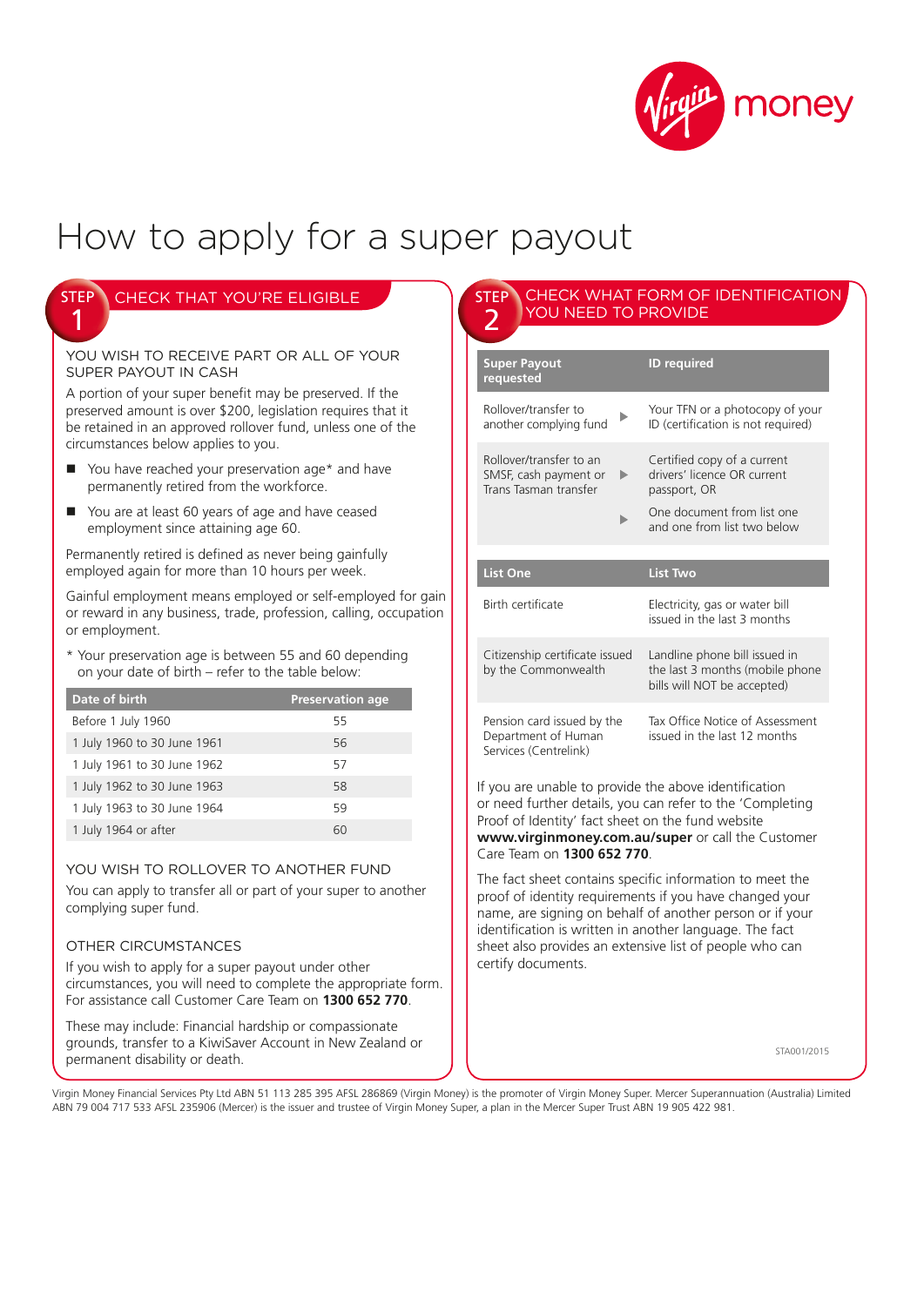# How to apply for a super payout

## STEP 1 CHECK THAT YOU'RE ELIGIBLE

### YOU WISH TO RECEIVE PART OR ALL OF YOUR SUPER PAYOUT IN CASH

A portion of your super benefit may be preserved. If the preserved amount is over $200, legislation requires that it be retained in an approved rollover fund, unless one of the circumstances below applies to you.

- You have reached your preservation age* and have permanently retired from the workforce.
- You are at least 60 years of age and have ceased employment since attaining age 60.

Permanently retired is defined as never being gainfully employed again for more than 10 hours per week.

Gainful employment means employed or self-employed for gain or reward in any business, trade, profession, calling, occupation or employment.

* Your preservation age is between 55 and 60 depending on your date of birth – refer to the table below:

| Date of birth | Preservation age |
|---|---|
| Before 1 July 1960 | 55 |
| 1 July 1960 to 30 June 1961 | 56 |
| 1 July 1961 to 30 June 1962 | 57 |
| 1 July 1962 to 30 June 1963 | 58 |
| 1 July 1963 to 30 June 1964 | 59 |
| 1 July 1964 or after | 60 |

### YOU WISH TO ROLLOVER TO ANOTHER FUND

You can apply to transfer all or part of your super to another complying super fund.

### OTHER CIRCUMSTANCES

If you wish to apply for a super payout under other circumstances, you will need to complete the appropriate form. For assistance call Customer Care Team on **1300 652 770**.

These may include: Financial hardship or compassionate grounds, transfer to a KiwiSaver Account in New Zealand or permanent disability or death.

## STEP 2 CHECK WHAT FORM OF IDENTIFICATION YOU NEED TO PROVIDE

| Super Payout requested | ID required |
|---|---|
| Rollover/transfer to another complying fund | Your TFN or a photocopy of your ID (certification is not required) |
| Rollover/transfer to an SMSF, cash payment or Trans Tasman transfer | Certified copy of a current drivers' licence OR current passport, OR |
| | One document from list one and one from list two below |

| List One | List Two |
|---|---|
| Birth certificate | Electricity, gas or water bill issued in the last 3 months |
| Citizenship certificate issued by the Commonwealth | Landline phone bill issued in the last 3 months (mobile phone bills will NOT be accepted) |
| Pension card issued by the Department of Human Services (Centrelink) | Tax Office Notice of Assessment issued in the last 12 months |

If you are unable to provide the above identification or need further details, you can refer to the 'Completing Proof of Identity' fact sheet on the fund website **www.virginmoney.com.au/super** or call the Customer Care Team on **1300 652 770**.

The fact sheet contains specific information to meet the proof of identity requirements if you have changed your name, are signing on behalf of another person or if your identification is written in another language. The fact sheet also provides an extensive list of people who can certify documents.

STA001/2015

Virgin Money Financial Services Pty Ltd ABN 51 113 285 395 AFSL 286869 (Virgin Money) is the promoter of Virgin Money Super. Mercer Superannuation (Australia) Limited ABN 79 004 717 533 AFSL 235906 (Mercer) is the issuer and trustee of Virgin Money Super, a plan in the Mercer Super Trust ABN 19 905 422 981.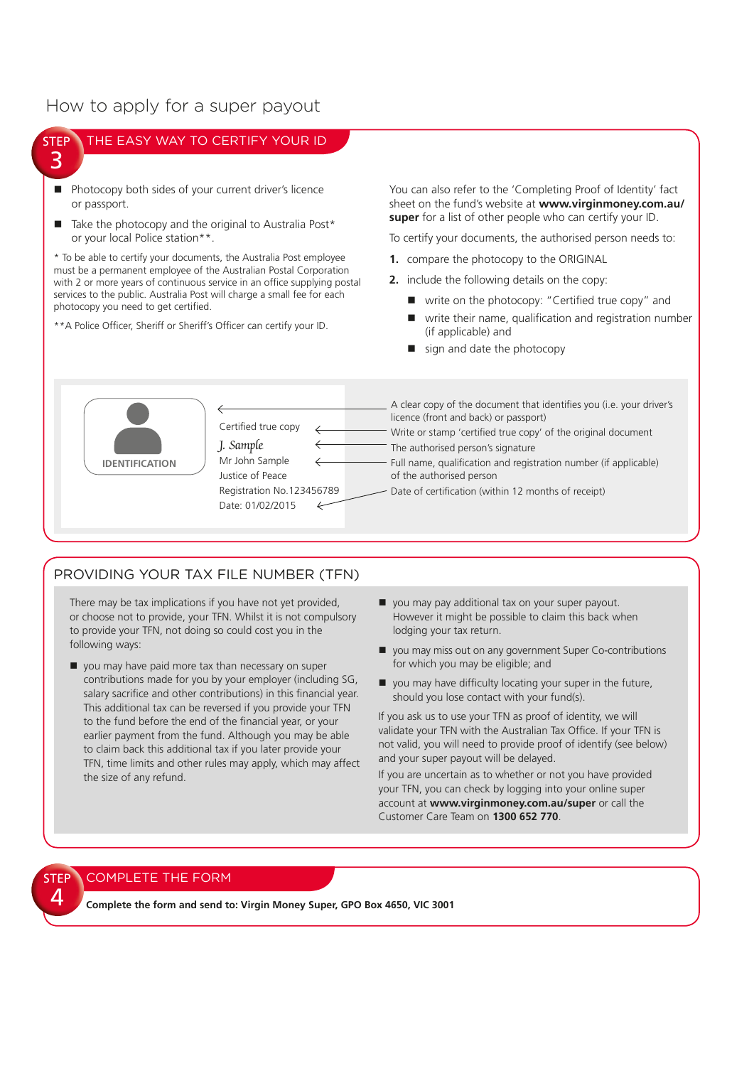# How to apply for a super payout

## STEP 3 THE EASY WAY TO CERTIFY YOUR ID

- Photocopy both sides of your current driver's licence or passport.
- Take the photocopy and the original to Australia Post* or your local Police station**.

* To be able to certify your documents, the Australia Post employee must be a permanent employee of the Australian Postal Corporation with 2 or more years of continuous service in an office supplying postal services to the public. Australia Post will charge a small fee for each photocopy you need to get certified.

**A Police Officer, Sheriff or Sheriff's Officer can certify your ID.

You can also refer to the 'Completing Proof of Identity' fact sheet on the fund's website at **www.virginmoney.com.au/super** for a list of other people who can certify your ID.

To certify your documents, the authorised person needs to:

1. compare the photocopy to the ORIGINAL
2. include the following details on the copy:
   - write on the photocopy: "Certified true copy" and
   - write their name, qualification and registration number (if applicable) and
   - sign and date the photocopy

IDENTIFICATION

Certified true copy
*J. Sample*
Mr John Sample
Justice of Peace
Registration No.123456789
Date: 01/02/2015

- A clear copy of the document that identifies you (i.e. your driver's licence (front and back) or passport)
- Write or stamp 'certified true copy' of the original document
- The authorised person's signature
- Full name, qualification and registration number (if applicable) of the authorised person
- Date of certification (within 12 months of receipt)

## PROVIDING YOUR TAX FILE NUMBER (TFN)

There may be tax implications if you have not yet provided, or choose not to provide, your TFN. Whilst it is not compulsory to provide your TFN, not doing so could cost you in the following ways:

- you may have paid more tax than necessary on super contributions made for you by your employer (including SG, salary sacrifice and other contributions) in this financial year. This additional tax can be reversed if you provide your TFN to the fund before the end of the financial year, or your earlier payment from the fund. Although you may be able to claim back this additional tax if you later provide your TFN, time limits and other rules may apply, which may affect the size of any refund.
- you may pay additional tax on your super payout. However it might be possible to claim this back when lodging your tax return.
- you may miss out on any government Super Co-contributions for which you may be eligible; and
- you may have difficulty locating your super in the future, should you lose contact with your fund(s).

If you ask us to use your TFN as proof of identity, we will validate your TFN with the Australian Tax Office. If your TFN is not valid, you will need to provide proof of identify (see below) and your super payout will be delayed.

If you are uncertain as to whether or not you have provided your TFN, you can check by logging into your online super account at **www.virginmoney.com.au/super** or call the Customer Care Team on **1300 652 770**.

## STEP 4 COMPLETE THE FORM

**Complete the form and send to: Virgin Money Super, GPO Box 4650, VIC 3001**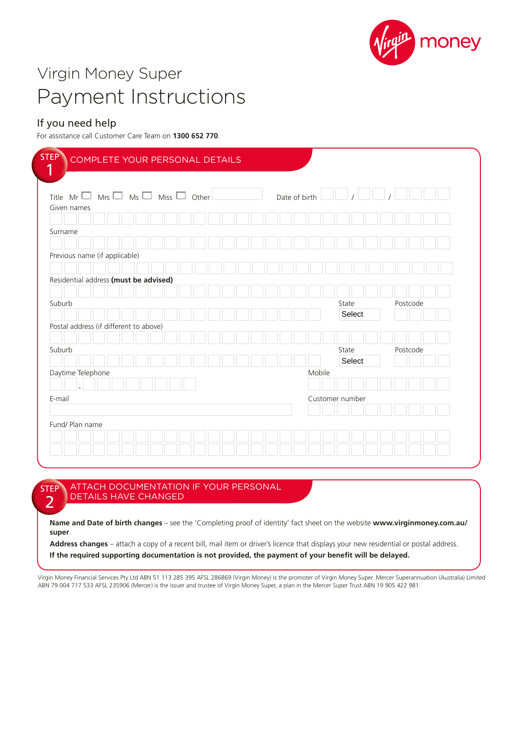# Virgin Money Super

# Payment Instructions

## If you need help

For assistance call Customer Care Team on **1300 652 770**.

## STEP 1 COMPLETE YOUR PERSONAL DETAILS

Title Mr ☐ Mrs ☐ Ms ☐ Miss ☐ Other ____ Date of birth __ / __ / ____

Given names

Surname

Previous name (if applicable)

Residential address **(must be advised)**

Suburb State Select Postcode

Postal address (if different to above)

Suburb State Select Postcode

Daytime Telephone Mobile

E-mail Customer number

Fund/ Plan name

## STEP 2 ATTACH DOCUMENTATION IF YOUR PERSONAL DETAILS HAVE CHANGED

**Name and Date of birth changes** – see the 'Completing proof of identity' fact sheet on the website **www.virginmoney.com.au/super**.

**Address changes** – attach a copy of a recent bill, mail item or driver's licence that displays your new residential or postal address.

**If the required supporting documentation is not provided, the payment of your benefit will be delayed.**

Virgin Money Financial Services Pty Ltd ABN 51 113 285 395 AFSL 286869 (Virgin Money) is the promoter of Virgin Money Super. Mercer Superannuation (Australia) Limited ABN 79 004 717 533 AFSL 235906 (Mercer) is the issuer and trustee of Virgin Money Super, a plan in the Mercer Super Trust ABN 19 905 422 981.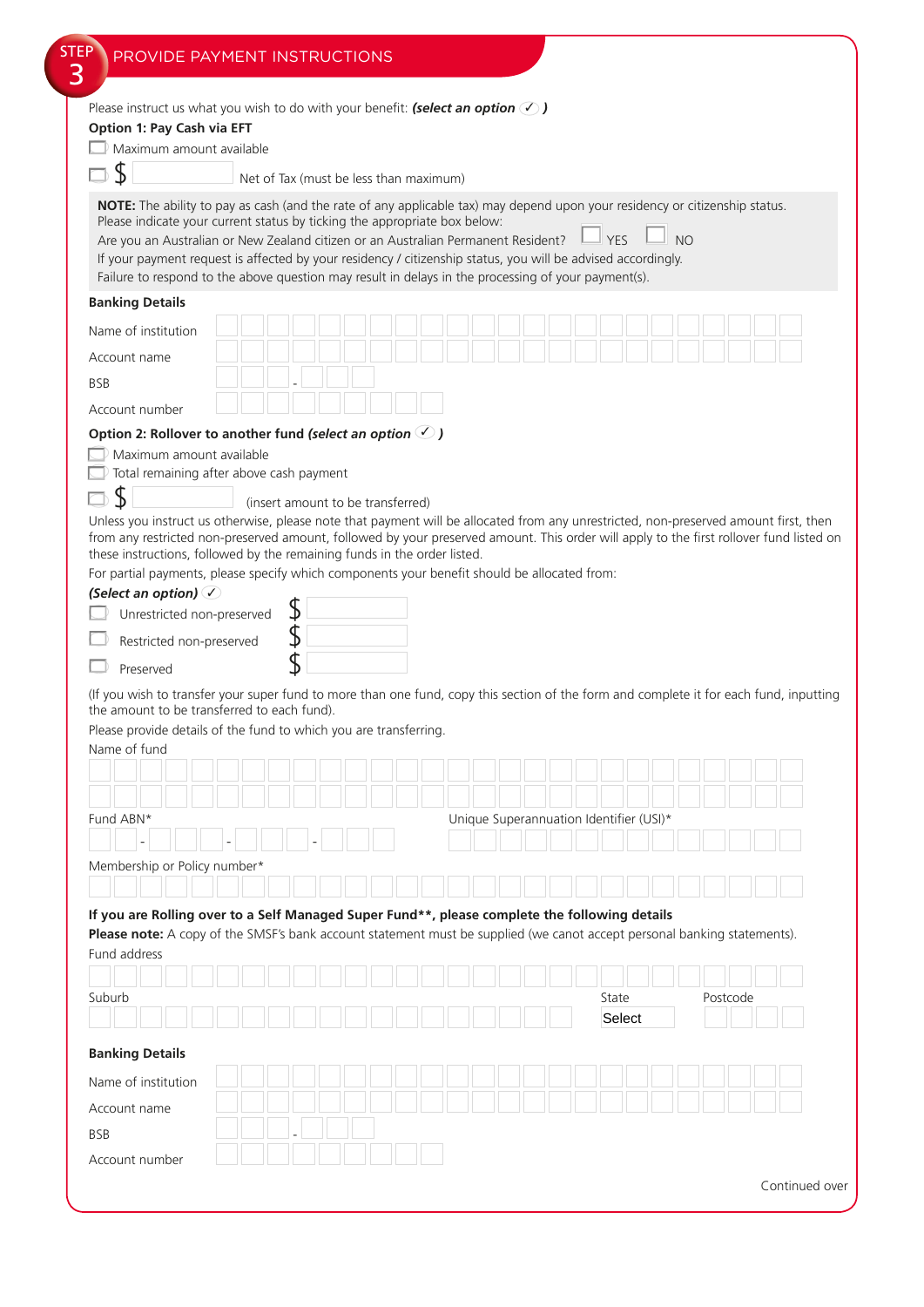## STEP 3 PROVIDE PAYMENT INSTRUCTIONS

Please instruct us what you wish to do with your benefit: ***(select an option ✓ )***

**Option 1: Pay Cash via EFT**

☐ Maximum amount available

☐ $ ________ Net of Tax (must be less than maximum)

**NOTE:** The ability to pay as cash (and the rate of any applicable tax) may depend upon your residency or citizenship status. Please indicate your current status by ticking the appropriate box below:
Are you an Australian or New Zealand citizen or an Australian Permanent Resident? ☐ YES ☐ NO
If your payment request is affected by your residency / citizenship status, you will be advised accordingly.
Failure to respond to the above question may result in delays in the processing of your payment(s).

**Banking Details**

Name of institution ________

Account name ________

BSB ___ - ___

Account number ________

**Option 2: Rollover to another fund *(select an option ✓ )***

☐ Maximum amount available

☐ Total remaining after above cash payment

☐ $ ________ (insert amount to be transferred)

Unless you instruct us otherwise, please note that payment will be allocated from any unrestricted, non-preserved amount first, then from any restricted non-preserved amount, followed by your preserved amount. This order will apply to the first rollover fund listed on these instructions, followed by the remaining funds in the order listed.

For partial payments, please specify which components your benefit should be allocated from:

***(Select an option)*** ✓

☐ Unrestricted non-preserved $ ________

☐ Restricted non-preserved $ ________

☐ Preserved $ ________

(If you wish to transfer your super fund to more than one fund, copy this section of the form and complete it for each fund, inputting the amount to be transferred to each fund).

Please provide details of the fund to which you are transferring.

Name of fund ________

Fund ABN* __ - ___ - ___ - ___

Unique Superannuation Identifier (USI)* ________

Membership or Policy number* ________

**If you are Rolling over to a Self Managed Super Fund\*\*, please complete the following details**

**Please note:** A copy of the SMSF's bank account statement must be supplied (we canot accept personal banking statements).

Fund address ________

Suburb ________ State Select Postcode ________

**Banking Details**

Name of institution ________

Account name ________

BSB ___ - ___

Account number ________

Continued over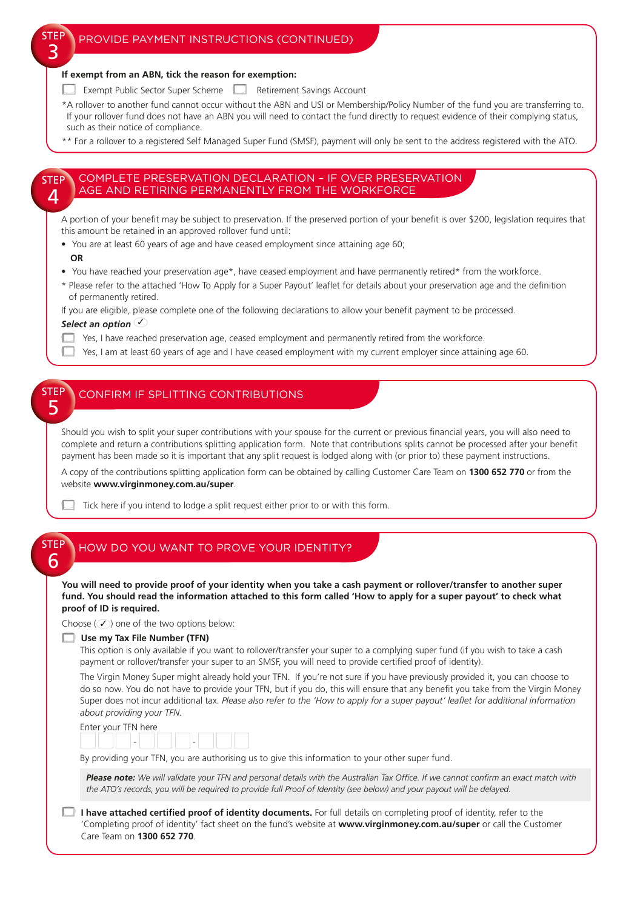## STEP 3 PROVIDE PAYMENT INSTRUCTIONS (CONTINUED)

**If exempt from an ABN, tick the reason for exemption:**

☐ Exempt Public Sector Super Scheme ☐ Retirement Savings Account

*A rollover to another fund cannot occur without the ABN and USI or Membership/Policy Number of the fund you are transferring to. If your rollover fund does not have an ABN you will need to contact the fund directly to request evidence of their complying status, such as their notice of compliance.

** For a rollover to a registered Self Managed Super Fund (SMSF), payment will only be sent to the address registered with the ATO.

## STEP 4 COMPLETE PRESERVATION DECLARATION – IF OVER PRESERVATION AGE AND RETIRING PERMANENTLY FROM THE WORKFORCE

A portion of your benefit may be subject to preservation. If the preserved portion of your benefit is over $200, legislation requires that this amount be retained in an approved rollover fund until:

- You are at least 60 years of age and have ceased employment since attaining age 60;

  **OR**

- You have reached your preservation age*, have ceased employment and have permanently retired* from the workforce.

* Please refer to the attached 'How To Apply for a Super Payout' leaflet for details about your preservation age and the definition of permanently retired.

If you are eligible, please complete one of the following declarations to allow your benefit payment to be processed.

***Select an option*** ✓

☐ Yes, I have reached preservation age, ceased employment and permanently retired from the workforce.

☐ Yes, I am at least 60 years of age and I have ceased employment with my current employer since attaining age 60.

## STEP 5 CONFIRM IF SPLITTING CONTRIBUTIONS

Should you wish to split your super contributions with your spouse for the current or previous financial years, you will also need to complete and return a contributions splitting application form. Note that contributions splits cannot be processed after your benefit payment has been made so it is important that any split request is lodged along with (or prior to) these payment instructions.

A copy of the contributions splitting application form can be obtained by calling Customer Care Team on **1300 652 770** or from the website **www.virginmoney.com.au/super**.

☐ Tick here if you intend to lodge a split request either prior to or with this form.

## STEP 6 HOW DO YOU WANT TO PROVE YOUR IDENTITY?

**You will need to provide proof of your identity when you take a cash payment or rollover/transfer to another super fund. You should read the information attached to this form called 'How to apply for a super payout' to check what proof of ID is required.**

Choose (✓) one of the two options below:

☐ **Use my Tax File Number (TFN)**

This option is only available if you want to rollover/transfer your super to a complying super fund (if you wish to take a cash payment or rollover/transfer your super to an SMSF, you will need to provide certified proof of identity).

The Virgin Money Super might already hold your TFN. If you're not sure if you have previously provided it, you can choose to do so now. You do not have to provide your TFN, but if you do, this will ensure that any benefit you take from the Virgin Money Super does not incur additional tax. *Please also refer to the 'How to apply for a super payout' leaflet for additional information about providing your TFN.*

Enter your TFN here

☐☐☐ - ☐☐☐ - ☐☐☐

By providing your TFN, you are authorising us to give this information to your other super fund.

> ***Please note:*** *We will validate your TFN and personal details with the Australian Tax Office. If we cannot confirm an exact match with the ATO's records, you will be required to provide full Proof of Identity (see below) and your payout will be delayed.*

☐ **I have attached certified proof of identity documents.** For full details on completing proof of identity, refer to the 'Completing proof of identity' fact sheet on the fund's website at **www.virginmoney.com.au/super** or call the Customer Care Team on **1300 652 770**.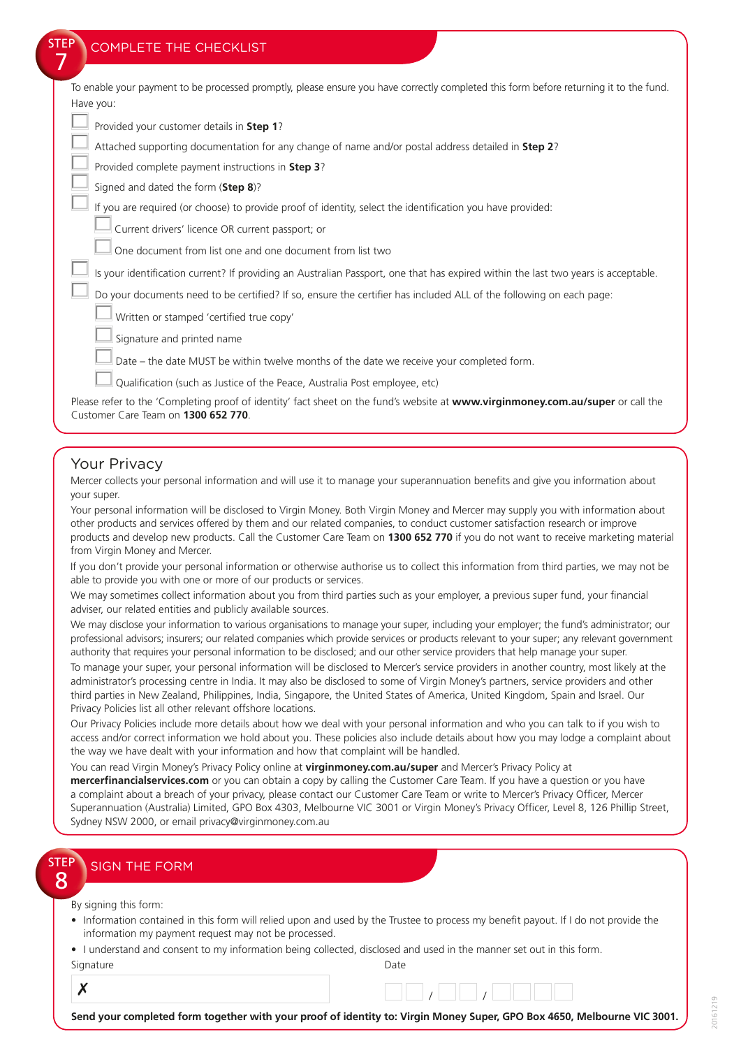## STEP 7 COMPLETE THE CHECKLIST

To enable your payment to be processed promptly, please ensure you have correctly completed this form before returning it to the fund.
Have you:

- ☐ Provided your customer details in **Step 1**?
- ☐ Attached supporting documentation for any change of name and/or postal address detailed in **Step 2**?
- ☐ Provided complete payment instructions in **Step 3**?
- ☐ Signed and dated the form (**Step 8**)?
- ☐ If you are required (or choose) to provide proof of identity, select the identification you have provided:
  - ☐ Current drivers' licence OR current passport; or
  - ☐ One document from list one and one document from list two
- ☐ Is your identification current? If providing an Australian Passport, one that has expired within the last two years is acceptable.
- ☐ Do your documents need to be certified? If so, ensure the certifier has included ALL of the following on each page:
  - ☐ Written or stamped 'certified true copy'
  - ☐ Signature and printed name
  - ☐ Date – the date MUST be within twelve months of the date we receive your completed form.
  - ☐ Qualification (such as Justice of the Peace, Australia Post employee, etc)

Please refer to the 'Completing proof of identity' fact sheet on the fund's website at **www.virginmoney.com.au/super** or call the Customer Care Team on **1300 652 770**.

## Your Privacy

Mercer collects your personal information and will use it to manage your superannuation benefits and give you information about your super.

Your personal information will be disclosed to Virgin Money. Both Virgin Money and Mercer may supply you with information about other products and services offered by them and our related companies, to conduct customer satisfaction research or improve products and develop new products. Call the Customer Care Team on **1300 652 770** if you do not want to receive marketing material from Virgin Money and Mercer.

If you don't provide your personal information or otherwise authorise us to collect this information from third parties, we may not be able to provide you with one or more of our products or services.

We may sometimes collect information about you from third parties such as your employer, a previous super fund, your financial adviser, our related entities and publicly available sources.

We may disclose your information to various organisations to manage your super, including your employer; the fund's administrator; our professional advisors; insurers; our related companies which provide services or products relevant to your super; any relevant government authority that requires your personal information to be disclosed; and our other service providers that help manage your super.

To manage your super, your personal information will be disclosed to Mercer's service providers in another country, most likely at the administrator's processing centre in India. It may also be disclosed to some of Virgin Money's partners, service providers and other third parties in New Zealand, Philippines, India, Singapore, the United States of America, United Kingdom, Spain and Israel. Our Privacy Policies list all other relevant offshore locations.

Our Privacy Policies include more details about how we deal with your personal information and who you can talk to if you wish to access and/or correct information we hold about you. These policies also include details about how you may lodge a complaint about the way we have dealt with your information and how that complaint will be handled.

You can read Virgin Money's Privacy Policy online at **virginmoney.com.au/super** and Mercer's Privacy Policy at **mercerfinancialservices.com** or you can obtain a copy by calling the Customer Care Team. If you have a question or you have a complaint about a breach of your privacy, please contact our Customer Care Team or write to Mercer's Privacy Officer, Mercer Superannuation (Australia) Limited, GPO Box 4303, Melbourne VIC 3001 or Virgin Money's Privacy Officer, Level 8, 126 Phillip Street, Sydney NSW 2000, or email privacy@virginmoney.com.au

## STEP 8 SIGN THE FORM

By signing this form:

- Information contained in this form will relied upon and used by the Trustee to process my benefit payout. If I do not provide the information my payment request may not be processed.
- I understand and consent to my information being collected, disclosed and used in the manner set out in this form.

Signature ✗ ______________________ Date ☐☐ / ☐☐ / ☐☐☐☐

**Send your completed form together with your proof of identity to: Virgin Money Super, GPO Box 4650, Melbourne VIC 3001.**

20161219